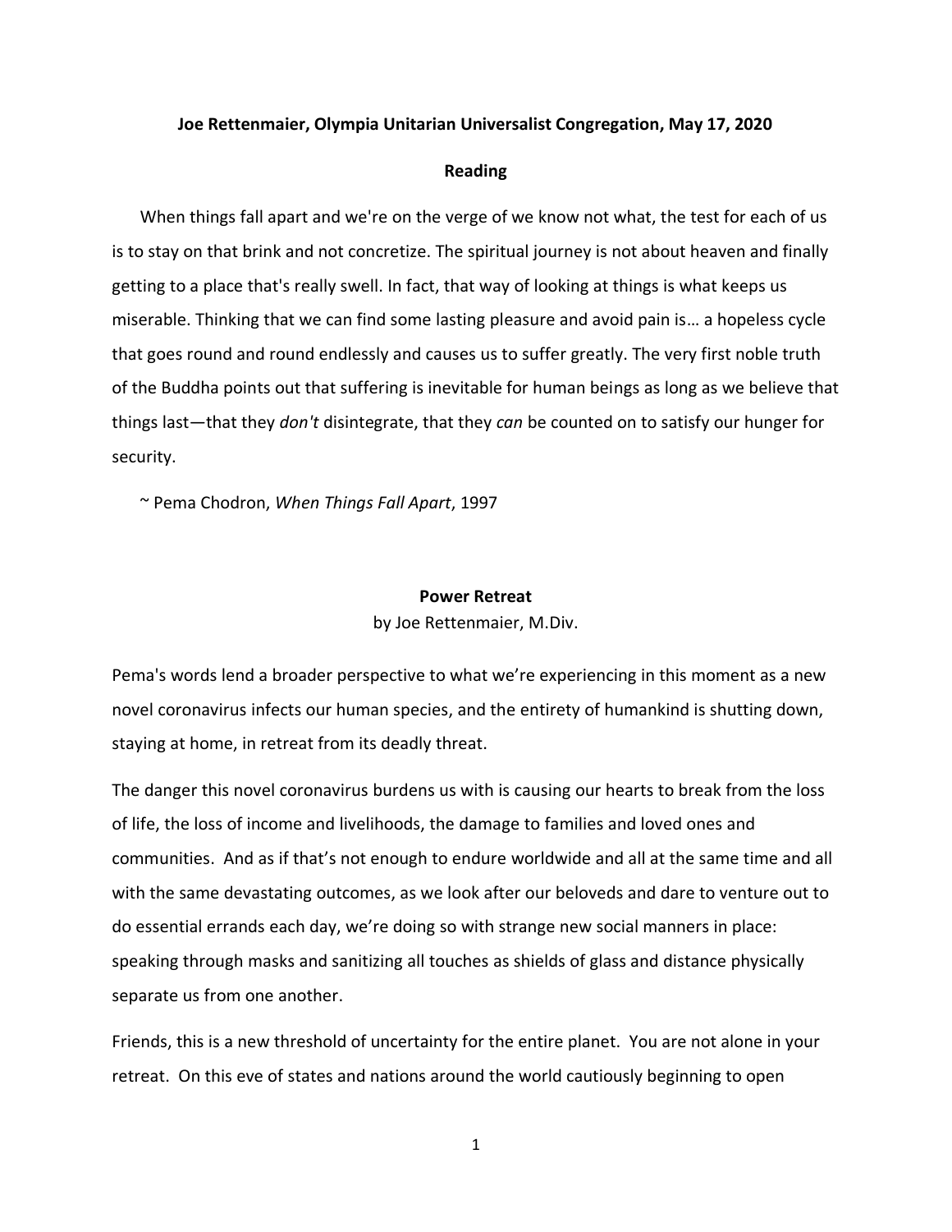**Joe Rettenmaier, Olympia Unitarian Universalist Congregation, May 17, 2020**

## Reading

When things fall apart and we're on the verge of we know not what, the test for each of us is to stay on that brink and not concretize. The spiritual journey is not about heaven and finally getting to a place that's really swell. In fact, that way of looking at things is what keeps us miserable. Thinking that we can find some lasting pleasure and avoid pain is… a hopeless cycle that goes round and round endlessly and causes us to suffer greatly. The very first noble truth of the Buddha points out that suffering is inevitable for human beings as long as we believe that things last—that they *don't* disintegrate, that they *can* be counted on to satisfy our hunger for security.

~ Pema Chodron, *When Things Fall Apart*, 1997

# Power Retreat

by Joe Rettenmaier, M.Div.

Pema's words lend a broader perspective to what we're experiencing in this moment as a new novel coronavirus infects our human species, and the entirety of humankind is shutting down, staying at home, in retreat from its deadly threat.

The danger this novel coronavirus burdens us with is causing our hearts to break from the loss of life, the loss of income and livelihoods, the damage to families and loved ones and communities. And as if that's not enough to endure worldwide and all at the same time and all with the same devastating outcomes, as we look after our beloveds and dare to venture out to do essential errands each day, we're doing so with strange new social manners in place: speaking through masks and sanitizing all touches as shields of glass and distance physically separate us from one another.

Friends, this is a new threshold of uncertainty for the entire planet. You are not alone in your retreat. On this eve of states and nations around the world cautiously beginning to open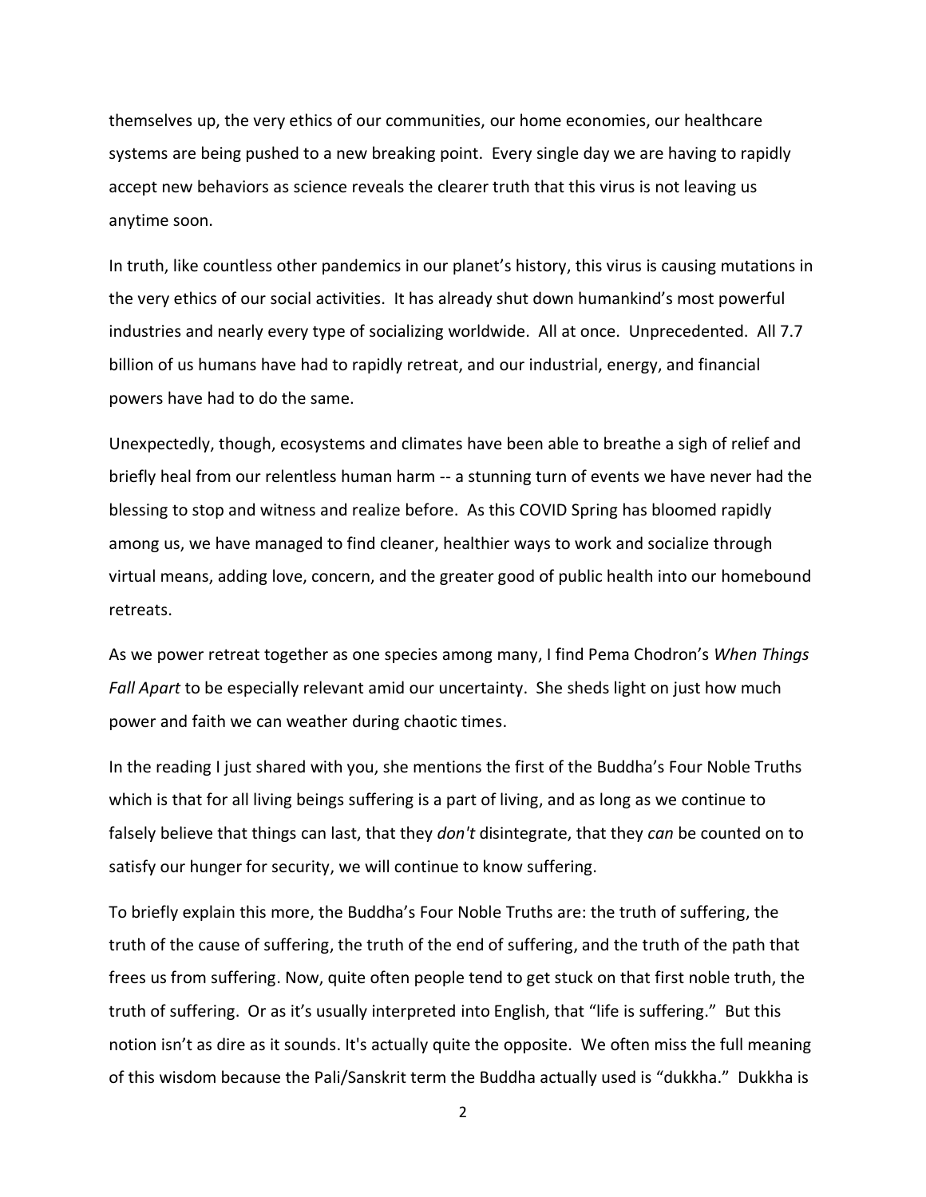themselves up, the very ethics of our communities, our home economies, our healthcare systems are being pushed to a new breaking point. Every single day we are having to rapidly accept new behaviors as science reveals the clearer truth that this virus is not leaving us anytime soon.

In truth, like countless other pandemics in our planet's history, this virus is causing mutations in the very ethics of our social activities. It has already shut down humankind's most powerful industries and nearly every type of socializing worldwide. All at once. Unprecedented. All 7.7 billion of us humans have had to rapidly retreat, and our industrial, energy, and financial powers have had to do the same.

Unexpectedly, though, ecosystems and climates have been able to breathe a sigh of relief and briefly heal from our relentless human harm -- a stunning turn of events we have never had the blessing to stop and witness and realize before. As this COVID Spring has bloomed rapidly among us, we have managed to find cleaner, healthier ways to work and socialize through virtual means, adding love, concern, and the greater good of public health into our homebound retreats.

As we power retreat together as one species among many, I find Pema Chodron's *When Things Fall Apart* to be especially relevant amid our uncertainty. She sheds light on just how much power and faith we can weather during chaotic times.

In the reading I just shared with you, she mentions the first of the Buddha's Four Noble Truths which is that for all living beings suffering is a part of living, and as long as we continue to falsely believe that things can last, that they *don't* disintegrate, that they *can* be counted on to satisfy our hunger for security, we will continue to know suffering.

To briefly explain this more, the Buddha's Four Noble Truths are: the truth of suffering, the truth of the cause of suffering, the truth of the end of suffering, and the truth of the path that frees us from suffering. Now, quite often people tend to get stuck on that first noble truth, the truth of suffering. Or as it's usually interpreted into English, that "life is suffering." But this notion isn't as dire as it sounds. It's actually quite the opposite. We often miss the full meaning of this wisdom because the Pali/Sanskrit term the Buddha actually used is "dukkha." Dukkha is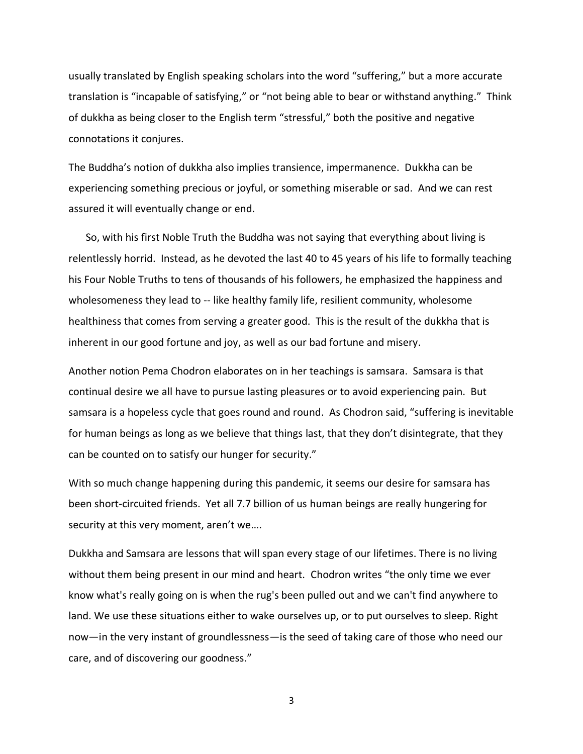usually translated by English speaking scholars into the word "suffering," but a more accurate translation is "incapable of satisfying," or "not being able to bear or withstand anything." Think of dukkha as being closer to the English term "stressful," both the positive and negative connotations it conjures.

The Buddha's notion of dukkha also implies transience, impermanence. Dukkha can be experiencing something precious or joyful, or something miserable or sad. And we can rest assured it will eventually change or end.

So, with his first Noble Truth the Buddha was not saying that everything about living is relentlessly horrid. Instead, as he devoted the last 40 to 45 years of his life to formally teaching his Four Noble Truths to tens of thousands of his followers, he emphasized the happiness and wholesomeness they lead to -- like healthy family life, resilient community, wholesome healthiness that comes from serving a greater good. This is the result of the dukkha that is inherent in our good fortune and joy, as well as our bad fortune and misery.

Another notion Pema Chodron elaborates on in her teachings is samsara. Samsara is that continual desire we all have to pursue lasting pleasures or to avoid experiencing pain. But samsara is a hopeless cycle that goes round and round. As Chodron said, "suffering is inevitable for human beings as long as we believe that things last, that they don't disintegrate, that they can be counted on to satisfy our hunger for security."

With so much change happening during this pandemic, it seems our desire for samsara has been short-circuited friends. Yet all 7.7 billion of us human beings are really hungering for security at this very moment, aren't we….

Dukkha and Samsara are lessons that will span every stage of our lifetimes. There is no living without them being present in our mind and heart. Chodron writes "the only time we ever know what's really going on is when the rug's been pulled out and we can't find anywhere to land. We use these situations either to wake ourselves up, or to put ourselves to sleep. Right now—in the very instant of groundlessness—is the seed of taking care of those who need our care, and of discovering our goodness."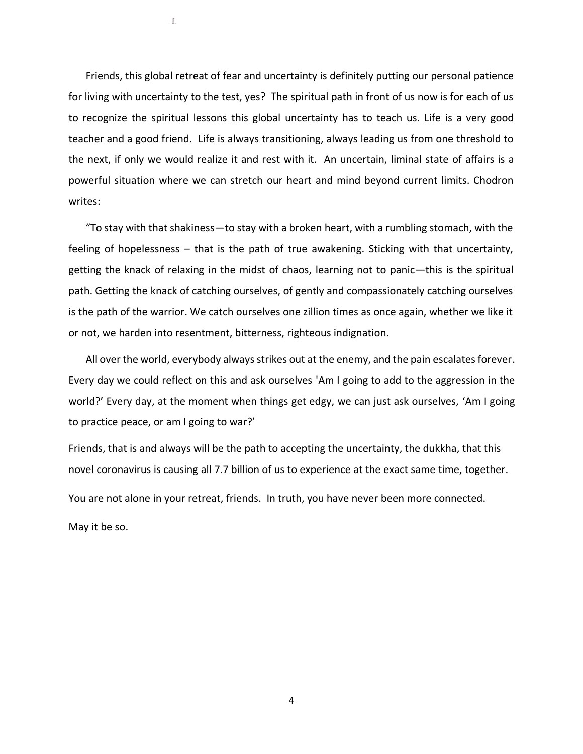Friends, this global retreat of fear and uncertainty is definitely putting our personal patience for living with uncertainty to the test, yes? The spiritual path in front of us now is for each of us to recognize the spiritual lessons this global uncertainty has to teach us. Life is a very good teacher and a good friend. Life is always transitioning, always leading us from one threshold to the next, if only we would realize it and rest with it. An uncertain, liminal state of affairs is a powerful situation where we can stretch our heart and mind beyond current limits. Chodron writes:

"To stay with that shakiness—to stay with a broken heart, with a rumbling stomach, with the feeling of hopelessness – that is the path of true awakening. Sticking with that uncertainty, getting the knack of relaxing in the midst of chaos, learning not to panic—this is the spiritual path. Getting the knack of catching ourselves, of gently and compassionately catching ourselves is the path of the warrior. We catch ourselves one zillion times as once again, whether we like it or not, we harden into resentment, bitterness, righteous indignation.

All over the world, everybody always strikes out at the enemy, and the pain escalates forever. Every day we could reflect on this and ask ourselves 'Am I going to add to the aggression in the world?' Every day, at the moment when things get edgy, we can just ask ourselves, 'Am I going to practice peace, or am I going to war?'

Friends, that is and always will be the path to accepting the uncertainty, the dukkha, that this novel coronavirus is causing all 7.7 billion of us to experience at the exact same time, together.

You are not alone in your retreat, friends. In truth, you have never been more connected.

May it be so.